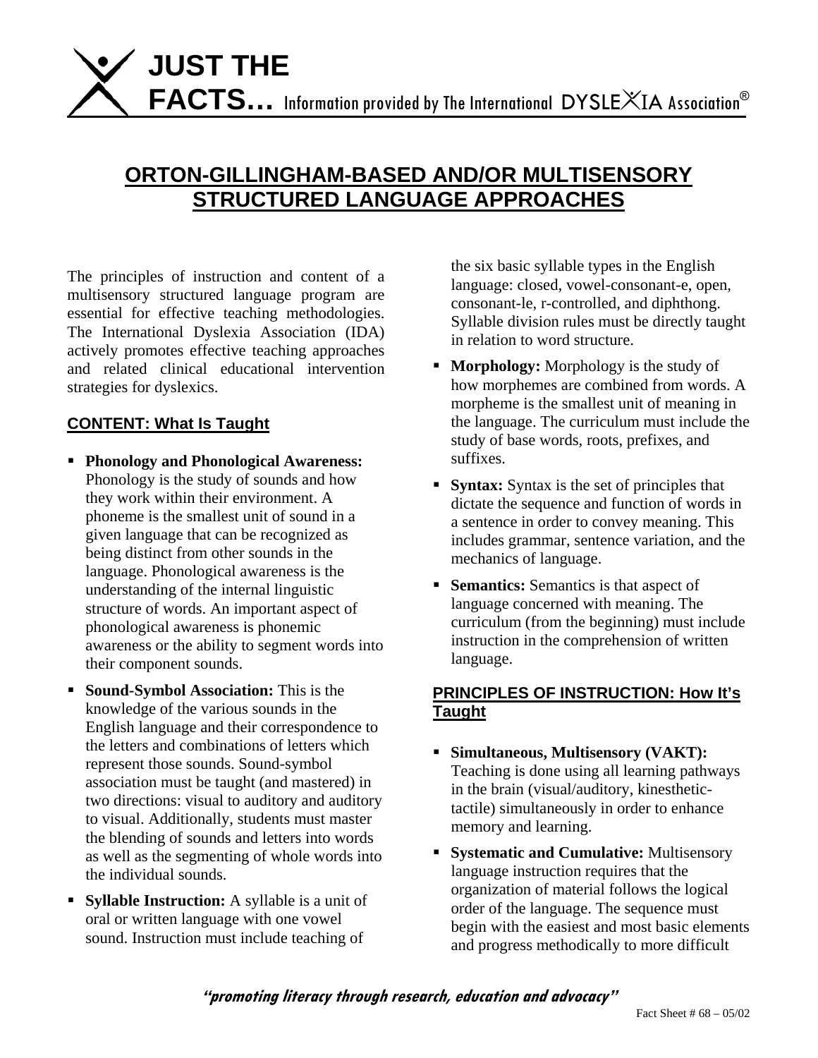**JUST THE FACTS...** Information provided by The International DYSLEXIA Association®

# ORTON-GILLINGHAM-BASED AND/OR MULTISENSORY STRUCTURED LANGUAGE APPROACHES

The principles of instruction and content of a multisensory structured language program are essential for effective teaching methodologies. The International Dyslexia Association (IDA) actively promotes effective teaching approaches and related clinical educational intervention strategies for dyslexics.

## CONTENT: What Is Taught

- **Phonology and Phonological Awareness:** Phonology is the study of sounds and how they work within their environment. A phoneme is the smallest unit of sound in a given language that can be recognized as being distinct from other sounds in the language. Phonological awareness is the understanding of the internal linguistic structure of words. An important aspect of phonological awareness is phonemic awareness or the ability to segment words into their component sounds.
- **Sound-Symbol Association:** This is the knowledge of the various sounds in the English language and their correspondence to the letters and combinations of letters which represent those sounds. Sound-symbol association must be taught (and mastered) in two directions: visual to auditory and auditory to visual. Additionally, students must master the blending of sounds and letters into words as well as the segmenting of whole words into the individual sounds.
- **Syllable Instruction:** A syllable is a unit of oral or written language with one vowel sound. Instruction must include teaching of the six basic syllable types in the English language: closed, vowel-consonant-e, open, consonant-le, r-controlled, and diphthong. Syllable division rules must be directly taught in relation to word structure.
- **Morphology:** Morphology is the study of how morphemes are combined from words. A morpheme is the smallest unit of meaning in the language. The curriculum must include the study of base words, roots, prefixes, and suffixes.
- **Syntax:** Syntax is the set of principles that dictate the sequence and function of words in a sentence in order to convey meaning. This includes grammar, sentence variation, and the mechanics of language.
- **Semantics:** Semantics is that aspect of language concerned with meaning. The curriculum (from the beginning) must include instruction in the comprehension of written language.

## PRINCIPLES OF INSTRUCTION: How It's Taught

- **Simultaneous, Multisensory (VAKT):** Teaching is done using all learning pathways in the brain (visual/auditory, kinesthetic-tactile) simultaneously in order to enhance memory and learning.
- **Systematic and Cumulative:** Multisensory language instruction requires that the organization of material follows the logical order of the language. The sequence must begin with the easiest and most basic elements and progress methodically to more difficult

*"promoting literacy through research, education and advocacy"*

Fact Sheet # 68 – 05/02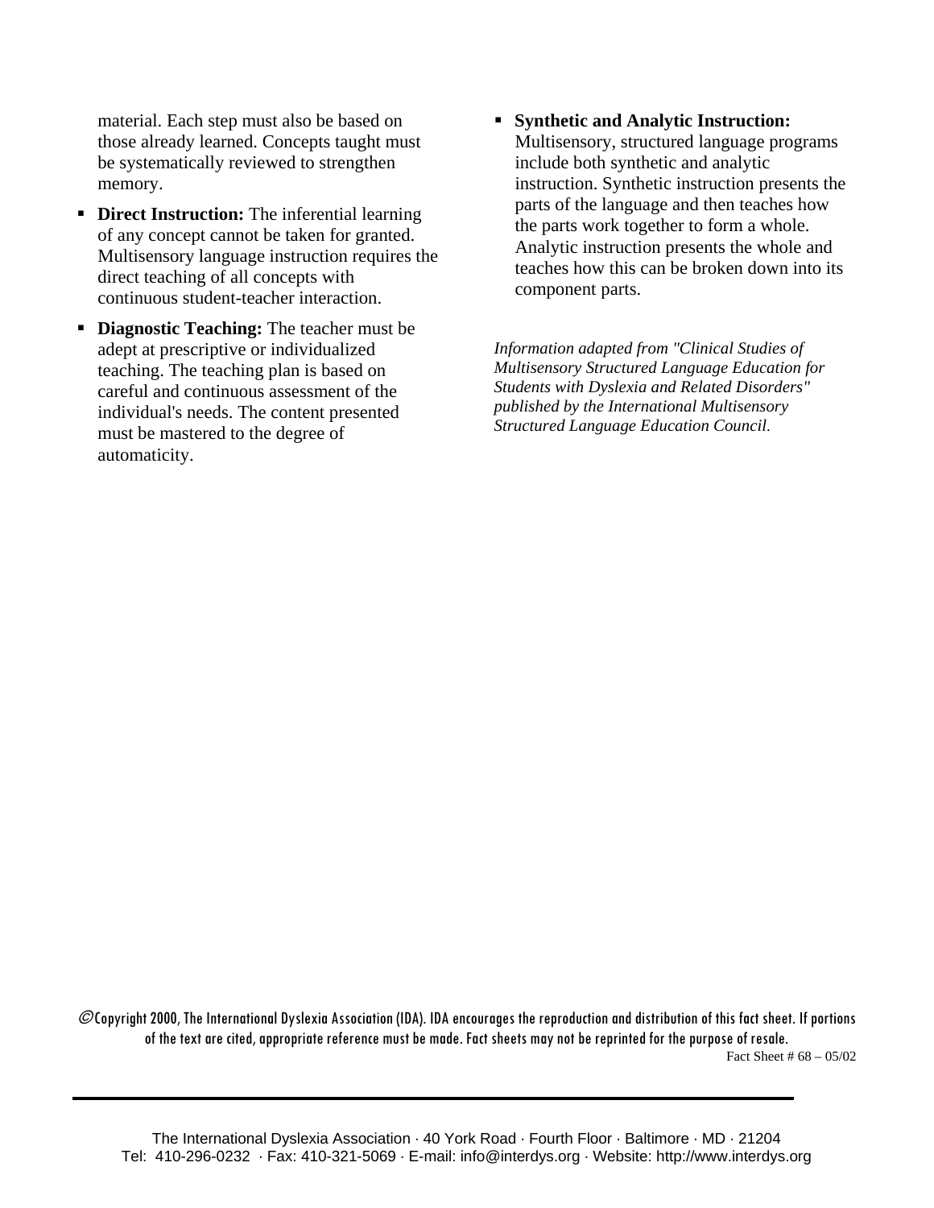material. Each step must also be based on those already learned. Concepts taught must be systematically reviewed to strengthen memory.

- **Direct Instruction:** The inferential learning of any concept cannot be taken for granted. Multisensory language instruction requires the direct teaching of all concepts with continuous student-teacher interaction.
- **Diagnostic Teaching:** The teacher must be adept at prescriptive or individualized teaching. The teaching plan is based on careful and continuous assessment of the individual's needs. The content presented must be mastered to the degree of automaticity.
- **Synthetic and Analytic Instruction:** Multisensory, structured language programs include both synthetic and analytic instruction. Synthetic instruction presents the parts of the language and then teaches how the parts work together to form a whole. Analytic instruction presents the whole and teaches how this can be broken down into its component parts.

*Information adapted from "Clinical Studies of Multisensory Structured Language Education for Students with Dyslexia and Related Disorders" published by the International Multisensory Structured Language Education Council.*

©Copyright 2000, The International Dyslexia Association (IDA). IDA encourages the reproduction and distribution of this fact sheet. If portions of the text are cited, appropriate reference must be made. Fact sheets may not be reprinted for the purpose of resale.

Fact Sheet # 68 – 05/02

The International Dyslexia Association · 40 York Road · Fourth Floor · Baltimore · MD · 21204
Tel: 410-296-0232 · Fax: 410-321-5069 · E-mail: info@interdys.org · Website: http://www.interdys.org